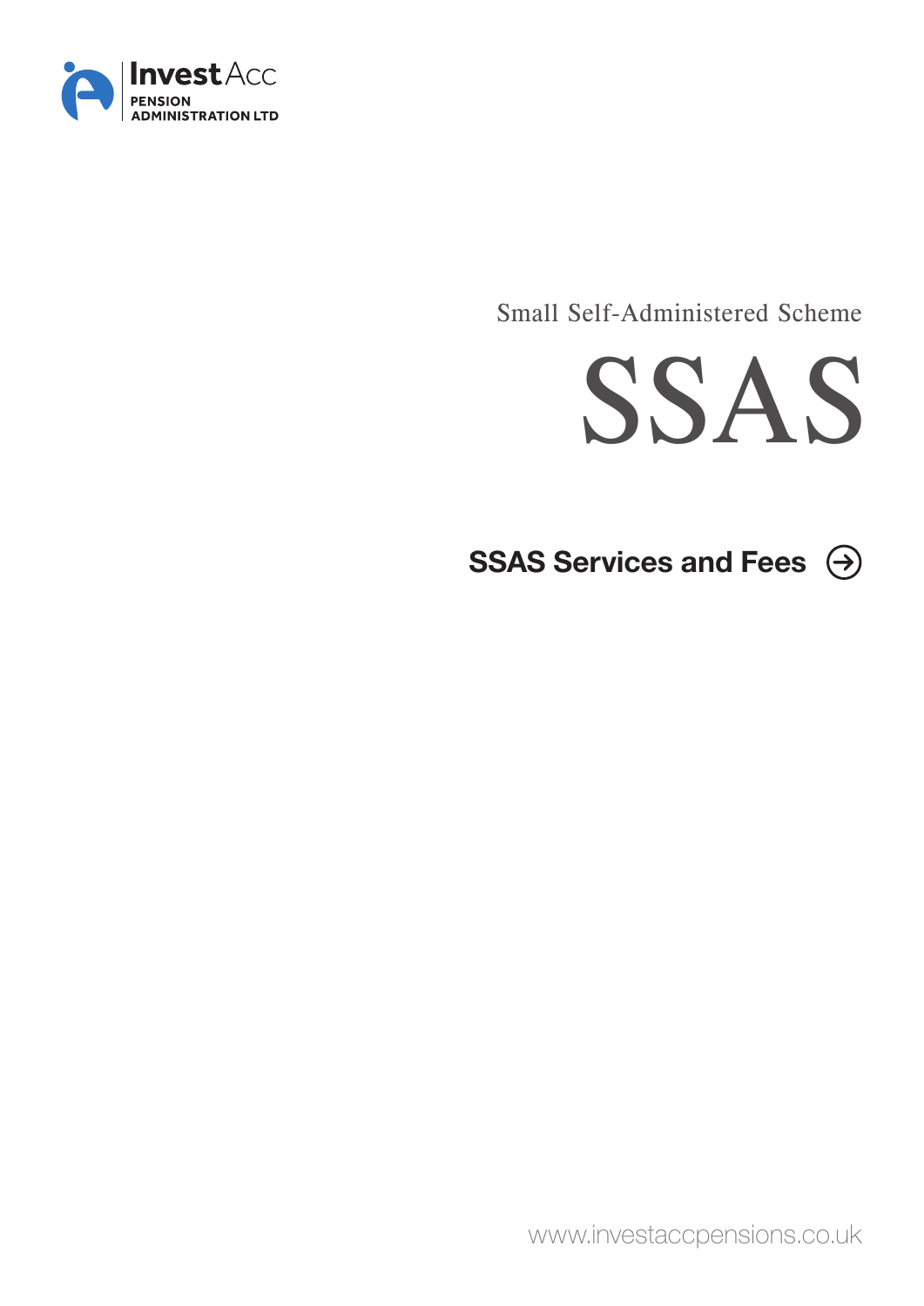InvestAcc
PENSION
ADMINISTRATION LTD

Small Self-Administered Scheme

# SSAS

## SSAS Services and Fees

www.investaccpensions.co.uk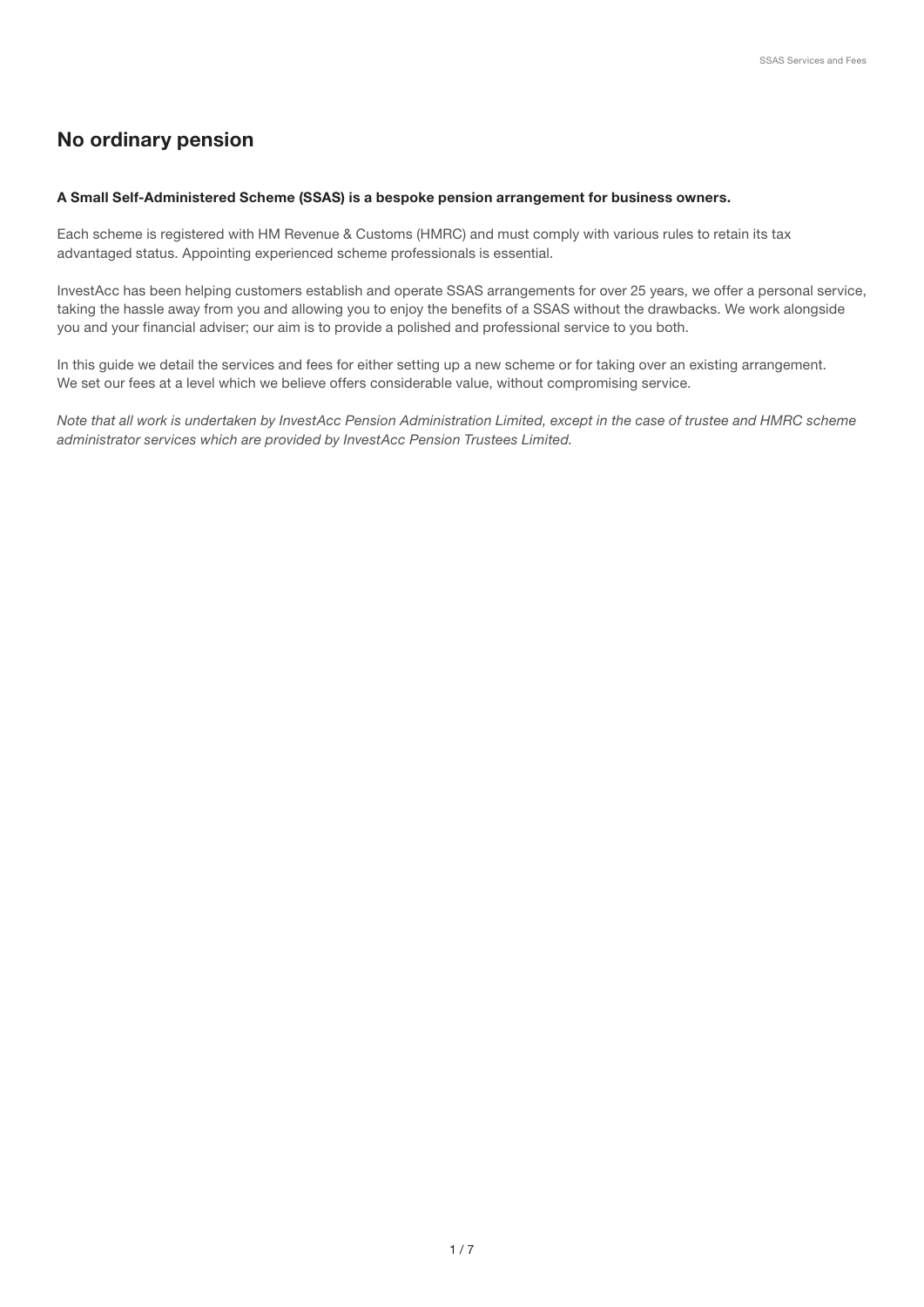## No ordinary pension

**A Small Self-Administered Scheme (SSAS) is a bespoke pension arrangement for business owners.**

Each scheme is registered with HM Revenue & Customs (HMRC) and must comply with various rules to retain its tax advantaged status. Appointing experienced scheme professionals is essential.

InvestAcc has been helping customers establish and operate SSAS arrangements for over 25 years, we offer a personal service, taking the hassle away from you and allowing you to enjoy the benefits of a SSAS without the drawbacks. We work alongside you and your financial adviser; our aim is to provide a polished and professional service to you both.

In this guide we detail the services and fees for either setting up a new scheme or for taking over an existing arrangement. We set our fees at a level which we believe offers considerable value, without compromising service.

*Note that all work is undertaken by InvestAcc Pension Administration Limited, except in the case of trustee and HMRC scheme administrator services which are provided by InvestAcc Pension Trustees Limited.*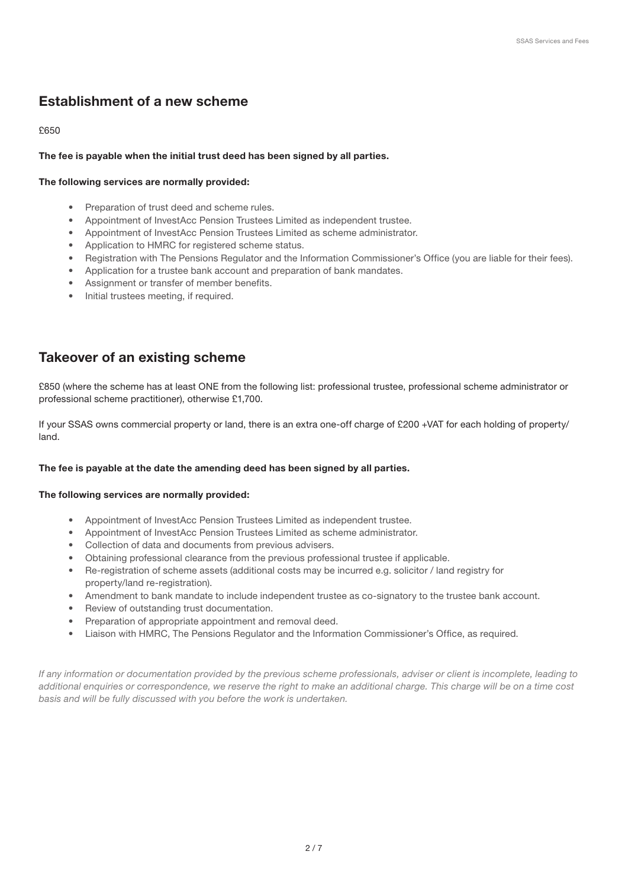## Establishment of a new scheme

£650

**The fee is payable when the initial trust deed has been signed by all parties.**

**The following services are normally provided:**

- Preparation of trust deed and scheme rules.
- Appointment of InvestAcc Pension Trustees Limited as independent trustee.
- Appointment of InvestAcc Pension Trustees Limited as scheme administrator.
- Application to HMRC for registered scheme status.
- Registration with The Pensions Regulator and the Information Commissioner's Office (you are liable for their fees).
- Application for a trustee bank account and preparation of bank mandates.
- Assignment or transfer of member benefits.
- Initial trustees meeting, if required.

## Takeover of an existing scheme

£850 (where the scheme has at least ONE from the following list: professional trustee, professional scheme administrator or professional scheme practitioner), otherwise £1,700.

If your SSAS owns commercial property or land, there is an extra one-off charge of £200 +VAT for each holding of property/land.

**The fee is payable at the date the amending deed has been signed by all parties.**

**The following services are normally provided:**

- Appointment of InvestAcc Pension Trustees Limited as independent trustee.
- Appointment of InvestAcc Pension Trustees Limited as scheme administrator.
- Collection of data and documents from previous advisers.
- Obtaining professional clearance from the previous professional trustee if applicable.
- Re-registration of scheme assets (additional costs may be incurred e.g. solicitor / land registry for property/land re-registration).
- Amendment to bank mandate to include independent trustee as co-signatory to the trustee bank account.
- Review of outstanding trust documentation.
- Preparation of appropriate appointment and removal deed.
- Liaison with HMRC, The Pensions Regulator and the Information Commissioner's Office, as required.

*If any information or documentation provided by the previous scheme professionals, adviser or client is incomplete, leading to additional enquiries or correspondence, we reserve the right to make an additional charge. This charge will be on a time cost basis and will be fully discussed with you before the work is undertaken.*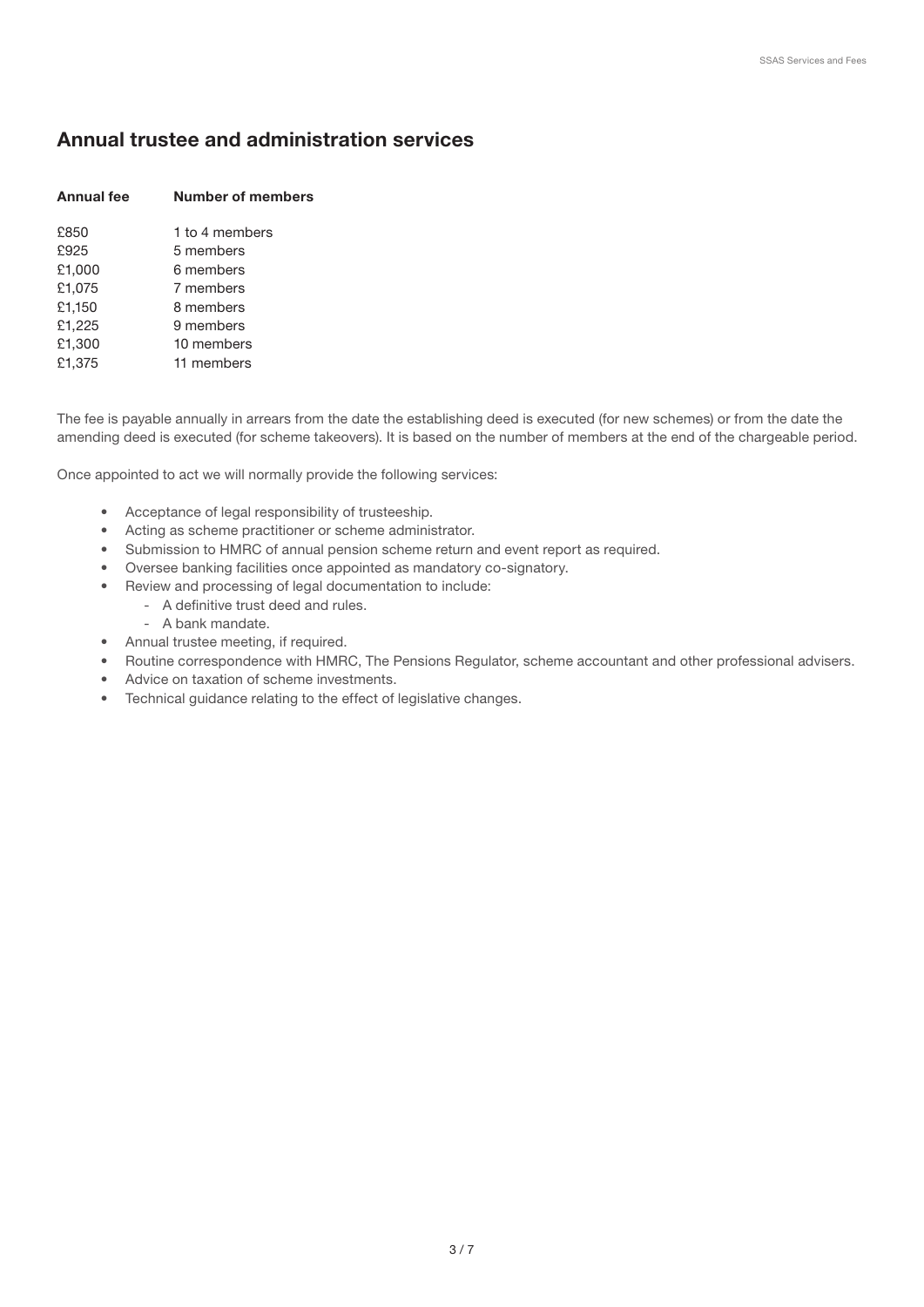## Annual trustee and administration services

| Annual fee | Number of members |
|---|---|
| £850 | 1 to 4 members |
| £925 | 5 members |
| £1,000 | 6 members |
| £1,075 | 7 members |
| £1,150 | 8 members |
| £1,225 | 9 members |
| £1,300 | 10 members |
| £1,375 | 11 members |

The fee is payable annually in arrears from the date the establishing deed is executed (for new schemes) or from the date the amending deed is executed (for scheme takeovers). It is based on the number of members at the end of the chargeable period.

Once appointed to act we will normally provide the following services:

- Acceptance of legal responsibility of trusteeship.
- Acting as scheme practitioner or scheme administrator.
- Submission to HMRC of annual pension scheme return and event report as required.
- Oversee banking facilities once appointed as mandatory co-signatory.
- Review and processing of legal documentation to include:
    - A definitive trust deed and rules.
    - A bank mandate.
- Annual trustee meeting, if required.
- Routine correspondence with HMRC, The Pensions Regulator, scheme accountant and other professional advisers.
- Advice on taxation of scheme investments.
- Technical guidance relating to the effect of legislative changes.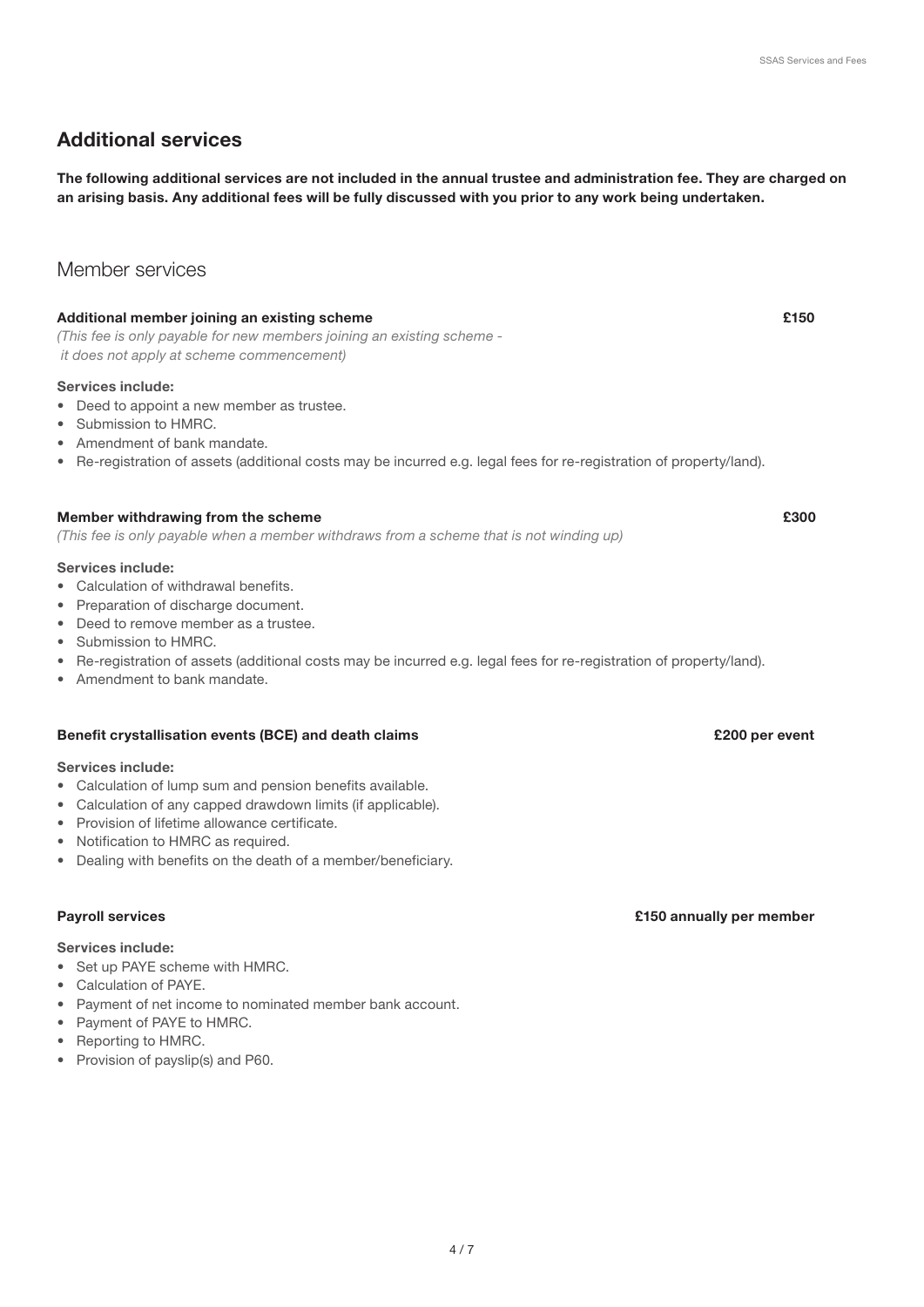## Additional services

**The following additional services are not included in the annual trustee and administration fee. They are charged on an arising basis. Any additional fees will be fully discussed with you prior to any work being undertaken.**

### Member services

**Additional member joining an existing scheme** **£150**

*(This fee is only payable for new members joining an existing scheme - it does not apply at scheme commencement)*

**Services include:**

- Deed to appoint a new member as trustee.
- Submission to HMRC.
- Amendment of bank mandate.
- Re-registration of assets (additional costs may be incurred e.g. legal fees for re-registration of property/land).

**Member withdrawing from the scheme** **£300**

*(This fee is only payable when a member withdraws from a scheme that is not winding up)*

**Services include:**

- Calculation of withdrawal benefits.
- Preparation of discharge document.
- Deed to remove member as a trustee.
- Submission to HMRC.
- Re-registration of assets (additional costs may be incurred e.g. legal fees for re-registration of property/land).
- Amendment to bank mandate.

**Benefit crystallisation events (BCE) and death claims** **£200 per event**

**Services include:**

- Calculation of lump sum and pension benefits available.
- Calculation of any capped drawdown limits (if applicable).
- Provision of lifetime allowance certificate.
- Notification to HMRC as required.
- Dealing with benefits on the death of a member/beneficiary.

**Payroll services** **£150 annually per member**

**Services include:**

- Set up PAYE scheme with HMRC.
- Calculation of PAYE.
- Payment of net income to nominated member bank account.
- Payment of PAYE to HMRC.
- Reporting to HMRC.
- Provision of payslip(s) and P60.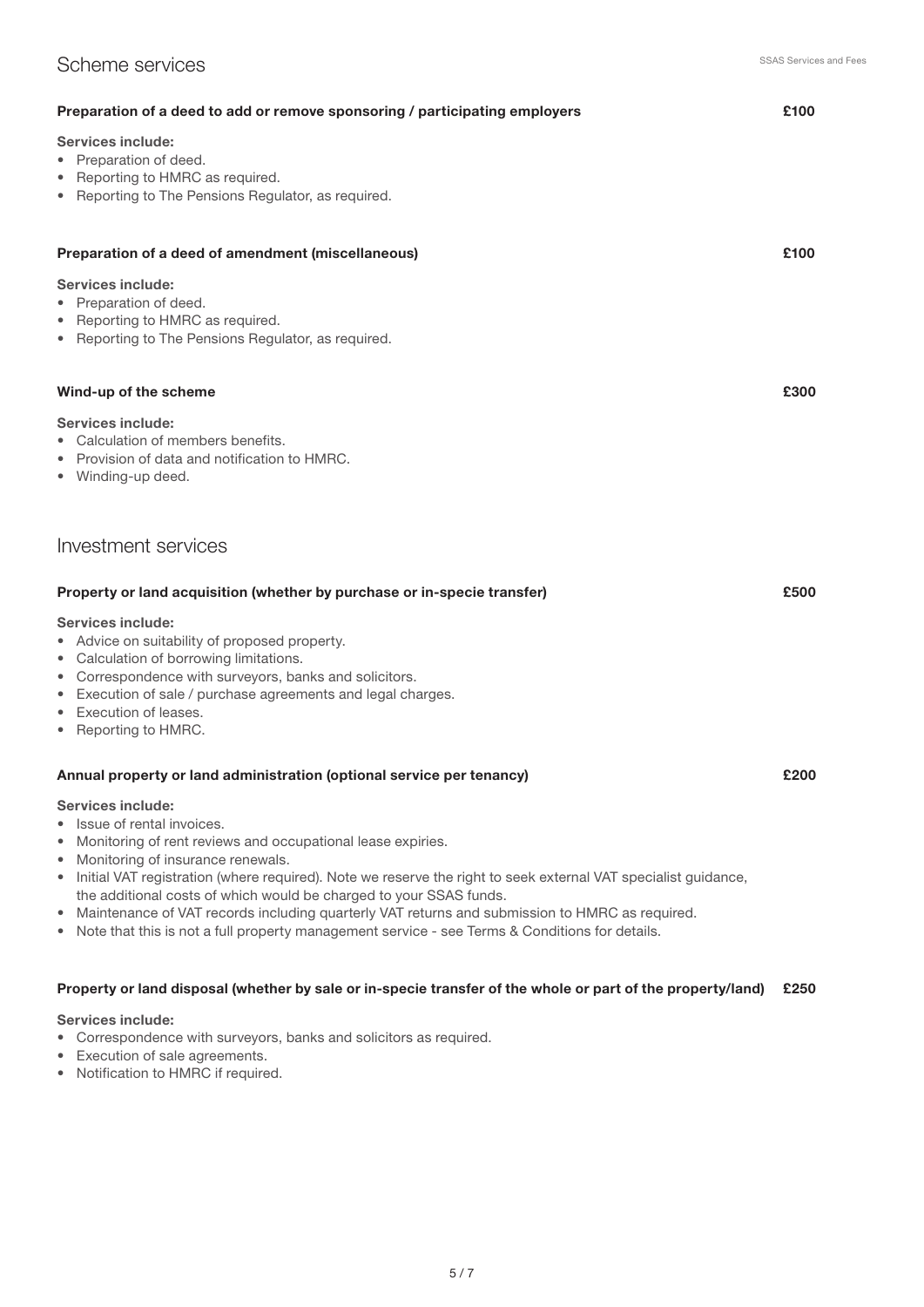## Scheme services

**Preparation of a deed to add or remove sponsoring / participating employers** **£100**

**Services include:**

- Preparation of deed.
- Reporting to HMRC as required.
- Reporting to The Pensions Regulator, as required.

**Preparation of a deed of amendment (miscellaneous)** **£100**

**Services include:**

- Preparation of deed.
- Reporting to HMRC as required.
- Reporting to The Pensions Regulator, as required.

**Wind-up of the scheme** **£300**

**Services include:**

- Calculation of members benefits.
- Provision of data and notification to HMRC.
- Winding-up deed.

## Investment services

**Property or land acquisition (whether by purchase or in-specie transfer)** **£500**

**Services include:**

- Advice on suitability of proposed property.
- Calculation of borrowing limitations.
- Correspondence with surveyors, banks and solicitors.
- Execution of sale / purchase agreements and legal charges.
- Execution of leases.
- Reporting to HMRC.

**Annual property or land administration (optional service per tenancy)** **£200**

**Services include:**

- Issue of rental invoices.
- Monitoring of rent reviews and occupational lease expiries.
- Monitoring of insurance renewals.
- Initial VAT registration (where required). Note we reserve the right to seek external VAT specialist guidance, the additional costs of which would be charged to your SSAS funds.
- Maintenance of VAT records including quarterly VAT returns and submission to HMRC as required.
- Note that this is not a full property management service - see Terms & Conditions for details.

**Property or land disposal (whether by sale or in-specie transfer of the whole or part of the property/land)** **£250**

**Services include:**

- Correspondence with surveyors, banks and solicitors as required.
- Execution of sale agreements.
- Notification to HMRC if required.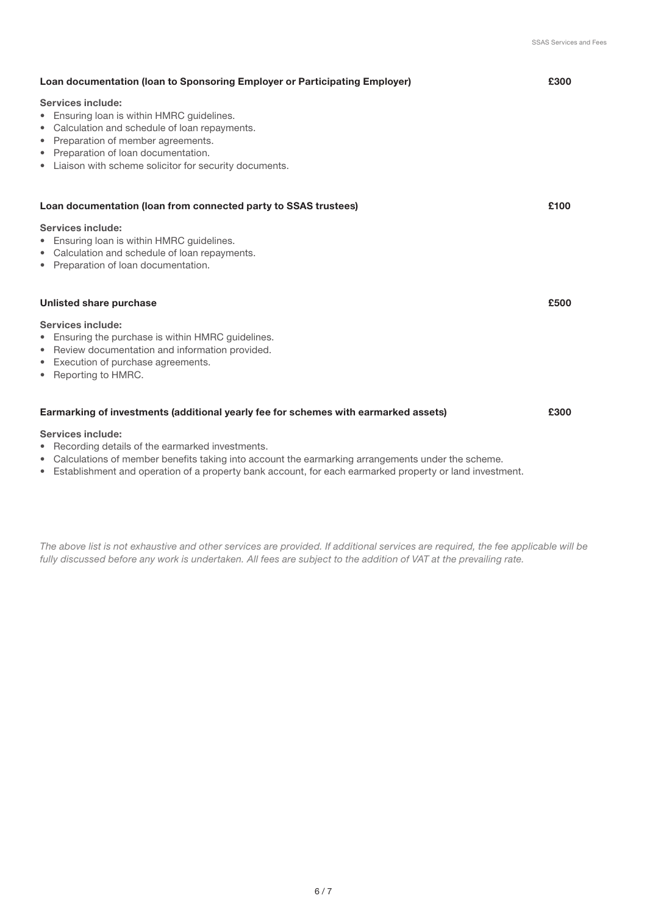**Loan documentation (loan to Sponsoring Employer or Participating Employer)** **£300**

**Services include:**

- Ensuring loan is within HMRC guidelines.
- Calculation and schedule of loan repayments.
- Preparation of member agreements.
- Preparation of loan documentation.
- Liaison with scheme solicitor for security documents.

**Loan documentation (loan from connected party to SSAS trustees)** **£100**

**Services include:**

- Ensuring loan is within HMRC guidelines.
- Calculation and schedule of loan repayments.
- Preparation of loan documentation.

**Unlisted share purchase** **£500**

**Services include:**

- Ensuring the purchase is within HMRC guidelines.
- Review documentation and information provided.
- Execution of purchase agreements.
- Reporting to HMRC.

**Earmarking of investments (additional yearly fee for schemes with earmarked assets)** **£300**

**Services include:**

- Recording details of the earmarked investments.
- Calculations of member benefits taking into account the earmarking arrangements under the scheme.
- Establishment and operation of a property bank account, for each earmarked property or land investment.

*The above list is not exhaustive and other services are provided. If additional services are required, the fee applicable will be fully discussed before any work is undertaken. All fees are subject to the addition of VAT at the prevailing rate.*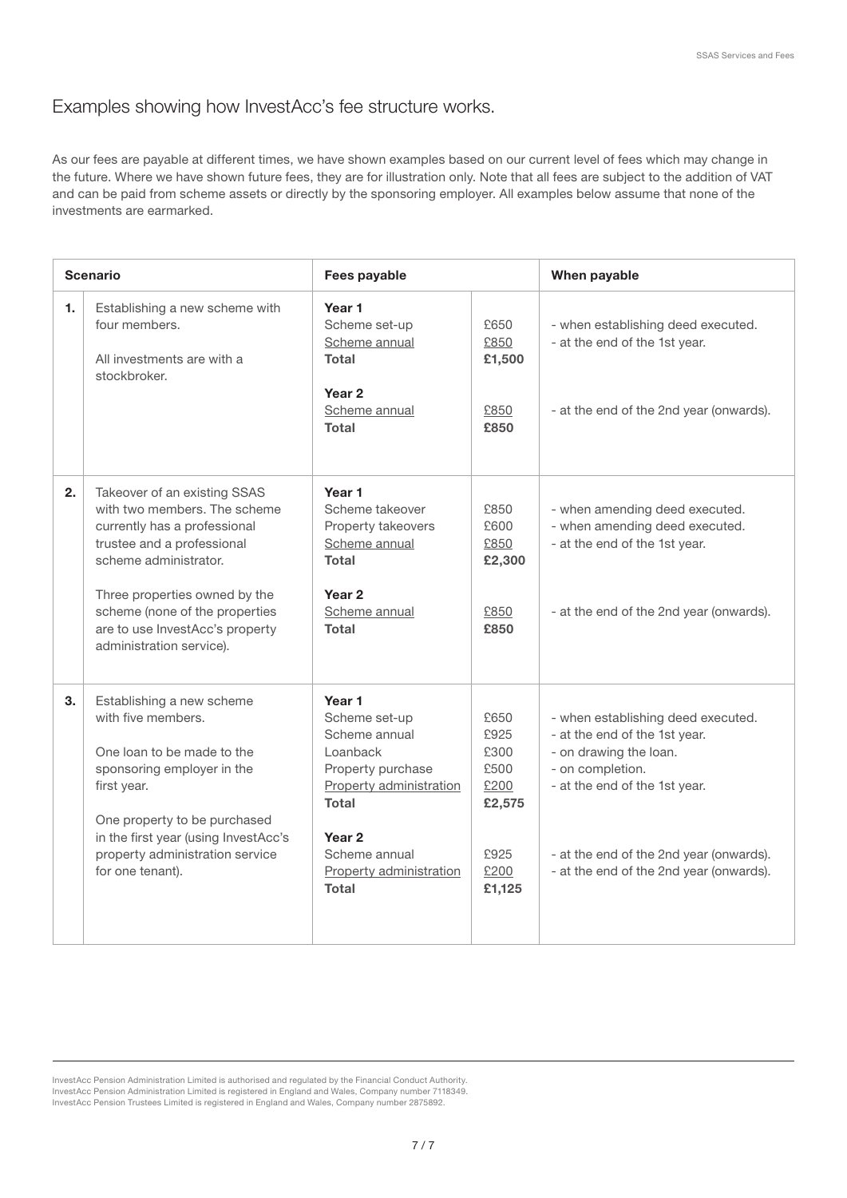## Examples showing how InvestAcc's fee structure works.

As our fees are payable at different times, we have shown examples based on our current level of fees which may change in the future. Where we have shown future fees, they are for illustration only. Note that all fees are subject to the addition of VAT and can be paid from scheme assets or directly by the sponsoring employer. All examples below assume that none of the investments are earmarked.

| | Scenario | Fees payable | | When payable |
|---|---|---|---|---|
| **1.** | Establishing a new scheme with four members.<br><br>All investments are with a stockbroker. | **Year 1**<br>Scheme set-up<br>Scheme annual<br>**Total**<br><br>**Year 2**<br>Scheme annual<br>**Total** | <br>£650<br>£850<br>**£1,500**<br><br><br>£850<br>**£850** | <br>- when establishing deed executed.<br>- at the end of the 1st year.<br><br><br><br>- at the end of the 2nd year (onwards). |
| **2.** | Takeover of an existing SSAS with two members. The scheme currently has a professional trustee and a professional scheme administrator.<br><br>Three properties owned by the scheme (none of the properties are to use InvestAcc's property administration service). | **Year 1**<br>Scheme takeover<br>Property takeovers<br>Scheme annual<br>**Total**<br><br>**Year 2**<br>Scheme annual<br>**Total** | <br>£850<br>£600<br>£850<br>**£2,300**<br><br><br>£850<br>**£850** | <br>- when amending deed executed.<br>- when amending deed executed.<br>- at the end of the 1st year.<br><br><br><br>- at the end of the 2nd year (onwards). |
| **3.** | Establishing a new scheme with five members.<br><br>One loan to be made to the sponsoring employer in the first year.<br><br>One property to be purchased in the first year (using InvestAcc's property administration service for one tenant). | **Year 1**<br>Scheme set-up<br>Scheme annual<br>Loanback<br>Property purchase<br>Property administration<br>**Total**<br><br>**Year 2**<br>Scheme annual<br>Property administration<br>**Total** | <br>£650<br>£925<br>£300<br>£500<br>£200<br>**£2,575**<br><br><br>£925<br>£200<br>**£1,125** | <br>- when establishing deed executed.<br>- at the end of the 1st year.<br>- on drawing the loan.<br>- on completion.<br>- at the end of the 1st year.<br><br><br><br>- at the end of the 2nd year (onwards).<br>- at the end of the 2nd year (onwards). |

InvestAcc Pension Administration Limited is authorised and regulated by the Financial Conduct Authority.
InvestAcc Pension Administration Limited is registered in England and Wales, Company number 7118349.
InvestAcc Pension Trustees Limited is registered in England and Wales, Company number 2875892.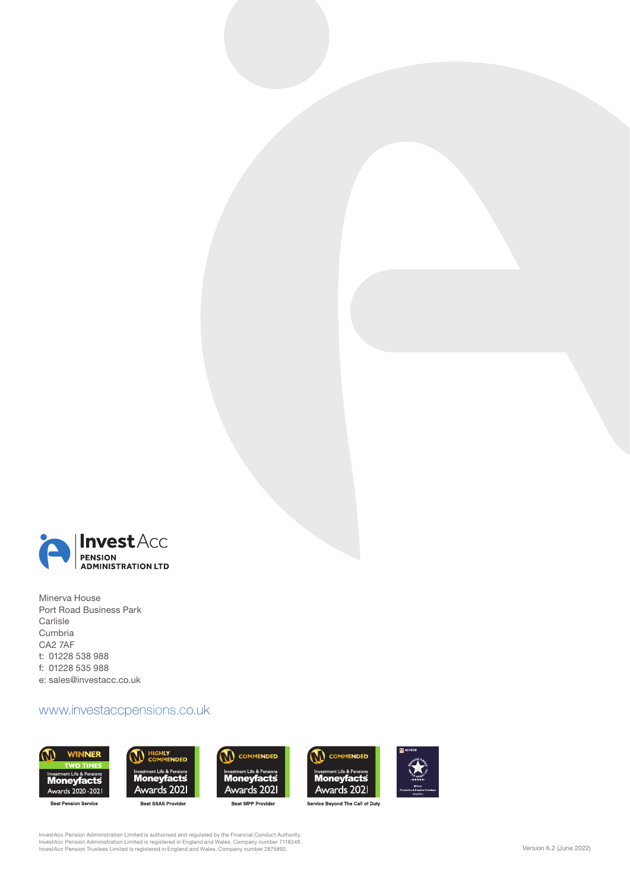InvestAcc
PENSION
ADMINISTRATION LTD

Minerva House
Port Road Business Park
Carlisle
Cumbria
CA2 7AF
t: 01228 538 988
f: 01228 535 988
e: sales@investacc.co.uk

www.investaccpensions.co.uk

WINNER TWO TIMES Investment Life & Pensions Moneyfacts Awards 2020 - 2021
Best Pension Service

HIGHLY COMMENDED Investment Life & Pensions Moneyfacts Awards 2021
Best SSAS Provider

COMMENDED Investment Life & Pensions Moneyfacts Awards 2021
Best SIPP Provider

COMMENDED Investment Life & Pensions Moneyfacts Awards 2021
Service Beyond The Call of Duty

InvestAcc Pension Administration Limited is authorised and regulated by the Financial Conduct Authority.
InvestAcc Pension Administration Limited is registered in England and Wales. Company number 7118349.
InvestAcc Pension Trustees Limited is registered in England and Wales, Company number 2875892.

Version 6.2 (June 2022)